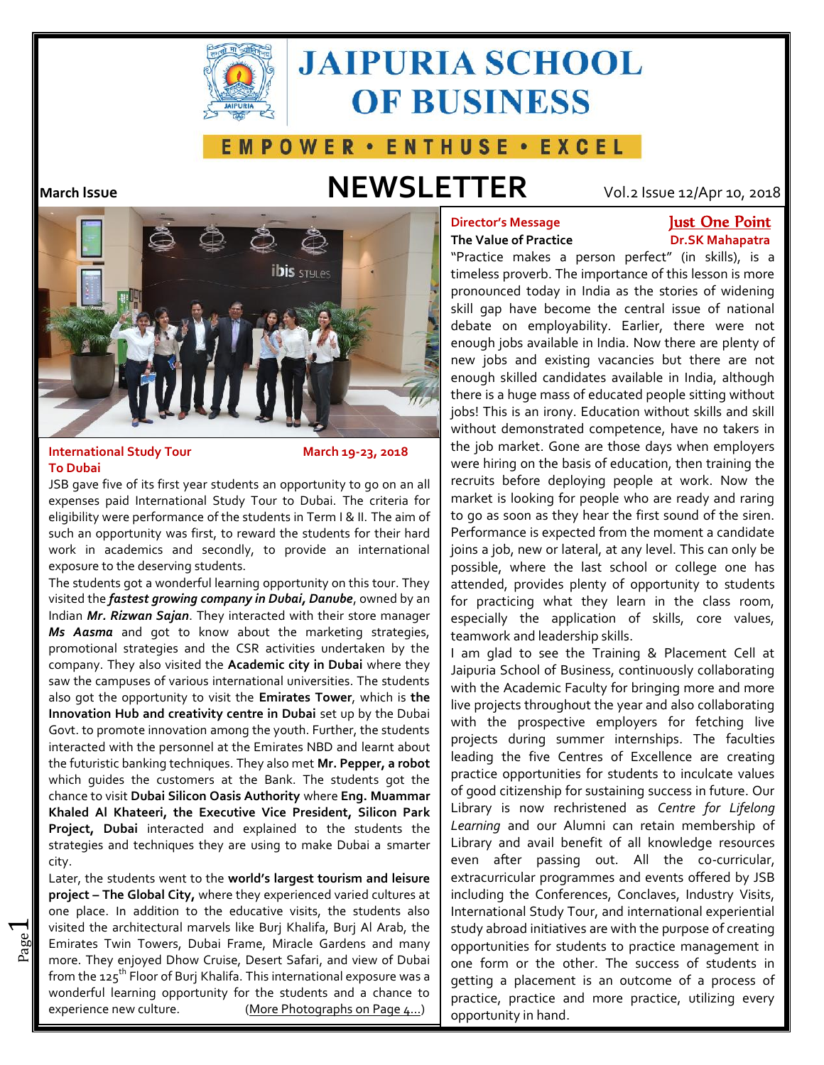# JAIPURIA SCHOOL OF BUSINESS

EMPOWER • ENTHUSE • EXCEL

**March Issue**

# NEWSLETTER

Vol.2 Issue 12/Apr 10, 2018

## International Study Tour To Dubai

**March 19-23, 2018**

JSB gave five of its first year students an opportunity to go on an all expenses paid International Study Tour to Dubai. The criteria for eligibility were performance of the students in Term I & II. The aim of such an opportunity was first, to reward the students for their hard work in academics and secondly, to provide an international exposure to the deserving students.

The students got a wonderful learning opportunity on this tour. They visited the ***fastest growing company in Dubai, Danube***, owned by an Indian ***Mr. Rizwan Sajan***. They interacted with their store manager ***Ms Aasma*** and got to know about the marketing strategies, promotional strategies and the CSR activities undertaken by the company. They also visited the **Academic city in Dubai** where they saw the campuses of various international universities. The students also got the opportunity to visit the **Emirates Tower**, which is **the Innovation Hub and creativity centre in Dubai** set up by the Dubai Govt. to promote innovation among the youth. Further, the students interacted with the personnel at the Emirates NBD and learnt about the futuristic banking techniques. They also met **Mr. Pepper, a robot** which guides the customers at the Bank. The students got the chance to visit **Dubai Silicon Oasis Authority** where **Eng. Muammar Khaled Al Khateeri, the Executive Vice President, Silicon Park Project, Dubai** interacted and explained to the students the strategies and techniques they are using to make Dubai a smarter city.

Later, the students went to the **world's largest tourism and leisure project – The Global City,** where they experienced varied cultures at one place. In addition to the educative visits, the students also visited the architectural marvels like Burj Khalifa, Burj Al Arab, the Emirates Twin Towers, Dubai Frame, Miracle Gardens and many more. They enjoyed Dhow Cruise, Desert Safari, and view of Dubai from the 125th Floor of Burj Khalifa. This international exposure was a wonderful learning opportunity for the students and a chance to experience new culture. (More Photographs on Page 4…)

## Director's Message

**Just One Point**

**The Value of Practice**

**Dr.SK Mahapatra**

"Practice makes a person perfect" (in skills), is a timeless proverb. The importance of this lesson is more pronounced today in India as the stories of widening skill gap have become the central issue of national debate on employability. Earlier, there were not enough jobs available in India. Now there are plenty of new jobs and existing vacancies but there are not enough skilled candidates available in India, although there is a huge mass of educated people sitting without jobs! This is an irony. Education without skills and skill without demonstrated competence, have no takers in the job market. Gone are those days when employers were hiring on the basis of education, then training the recruits before deploying people at work. Now the market is looking for people who are ready and raring to go as soon as they hear the first sound of the siren. Performance is expected from the moment a candidate joins a job, new or lateral, at any level. This can only be possible, where the last school or college one has attended, provides plenty of opportunity to students for practicing what they learn in the class room, especially the application of skills, core values, teamwork and leadership skills.

I am glad to see the Training & Placement Cell at Jaipuria School of Business, continuously collaborating with the Academic Faculty for bringing more and more live projects throughout the year and also collaborating with the prospective employers for fetching live projects during summer internships. The faculties leading the five Centres of Excellence are creating practice opportunities for students to inculcate values of good citizenship for sustaining success in future. Our Library is now rechristened as *Centre for Lifelong Learning* and our Alumni can retain membership of Library and avail benefit of all knowledge resources even after passing out. All the co-curricular, extracurricular programmes and events offered by JSB including the Conferences, Conclaves, Industry Visits, International Study Tour, and international experiential study abroad initiatives are with the purpose of creating opportunities for students to practice management in one form or the other. The success of students in getting a placement is an outcome of a process of practice, practice and more practice, utilizing every opportunity in hand.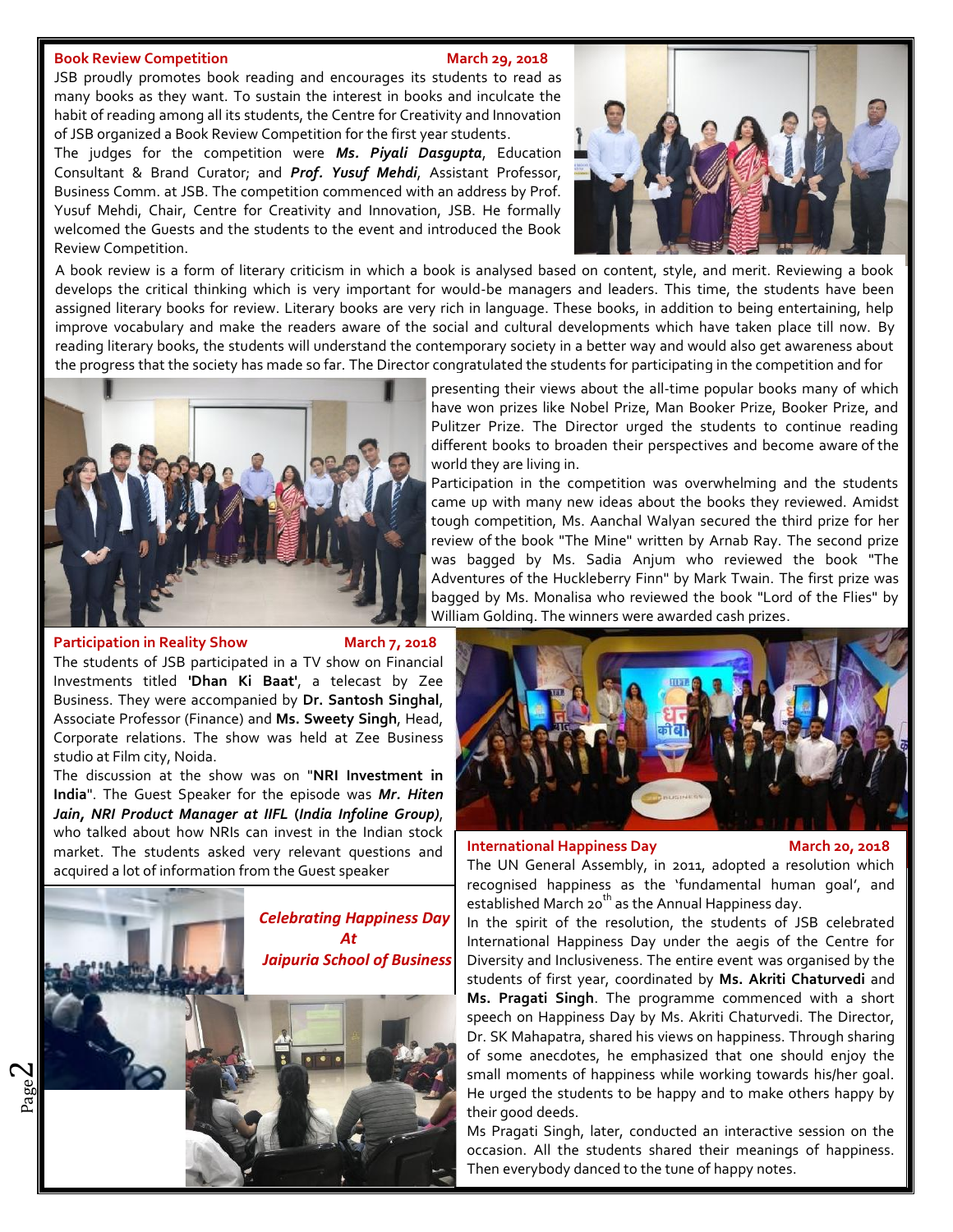## Book Review Competition

**March 29, 2018**

JSB proudly promotes book reading and encourages its students to read as many books as they want. To sustain the interest in books and inculcate the habit of reading among all its students, the Centre for Creativity and Innovation of JSB organized a Book Review Competition for the first year students.

The judges for the competition were ***Ms. Piyali Dasgupta***, Education Consultant & Brand Curator; and ***Prof. Yusuf Mehdi***, Assistant Professor, Business Comm. at JSB. The competition commenced with an address by Prof. Yusuf Mehdi, Chair, Centre for Creativity and Innovation, JSB. He formally welcomed the Guests and the students to the event and introduced the Book Review Competition.

A book review is a form of literary criticism in which a book is analysed based on content, style, and merit. Reviewing a book develops the critical thinking which is very important for would-be managers and leaders. This time, the students have been assigned literary books for review. Literary books are very rich in language. These books, in addition to being entertaining, help improve vocabulary and make the readers aware of the social and cultural developments which have taken place till now. By reading literary books, the students will understand the contemporary society in a better way and would also get awareness about the progress that the society has made so far. The Director congratulated the students for participating in the competition and for presenting their views about the all-time popular books many of which have won prizes like Nobel Prize, Man Booker Prize, Booker Prize, and Pulitzer Prize. The Director urged the students to continue reading different books to broaden their perspectives and become aware of the world they are living in.

Participation in the competition was overwhelming and the students came up with many new ideas about the books they reviewed. Amidst tough competition, Ms. Aanchal Walyan secured the third prize for her review of the book "The Mine" written by Arnab Ray. The second prize was bagged by Ms. Sadia Anjum who reviewed the book "The Adventures of the Huckleberry Finn" by Mark Twain. The first prize was bagged by Ms. Monalisa who reviewed the book "Lord of the Flies" by William Golding. The winners were awarded cash prizes.

## Participation in Reality Show

**March 7, 2018**

The students of JSB participated in a TV show on Financial Investments titled **'Dhan Ki Baat'**, a telecast by Zee Business. They were accompanied by **Dr. Santosh Singhal**, Associate Professor (Finance) and **Ms. Sweety Singh**, Head, Corporate relations. The show was held at Zee Business studio at Film city, Noida.

The discussion at the show was on "**NRI Investment in India**". The Guest Speaker for the episode was ***Mr. Hiten Jain, NRI Product Manager at IIFL (India Infoline Group)***, who talked about how NRIs can invest in the Indian stock market. The students asked very relevant questions and acquired a lot of information from the Guest speaker

*Celebrating Happiness Day At Jaipuria School of Business*

## International Happiness Day

**March 20, 2018**

The UN General Assembly, in 2011, adopted a resolution which recognised happiness as the 'fundamental human goal', and established March 20th as the Annual Happiness day.

In the spirit of the resolution, the students of JSB celebrated International Happiness Day under the aegis of the Centre for Diversity and Inclusiveness. The entire event was organised by the students of first year, coordinated by **Ms. Akriti Chaturvedi** and **Ms. Pragati Singh**. The programme commenced with a short speech on Happiness Day by Ms. Akriti Chaturvedi. The Director, Dr. SK Mahapatra, shared his views on happiness. Through sharing of some anecdotes, he emphasized that one should enjoy the small moments of happiness while working towards his/her goal. He urged the students to be happy and to make others happy by their good deeds.

Ms Pragati Singh, later, conducted an interactive session on the occasion. All the students shared their meanings of happiness. Then everybody danced to the tune of happy notes.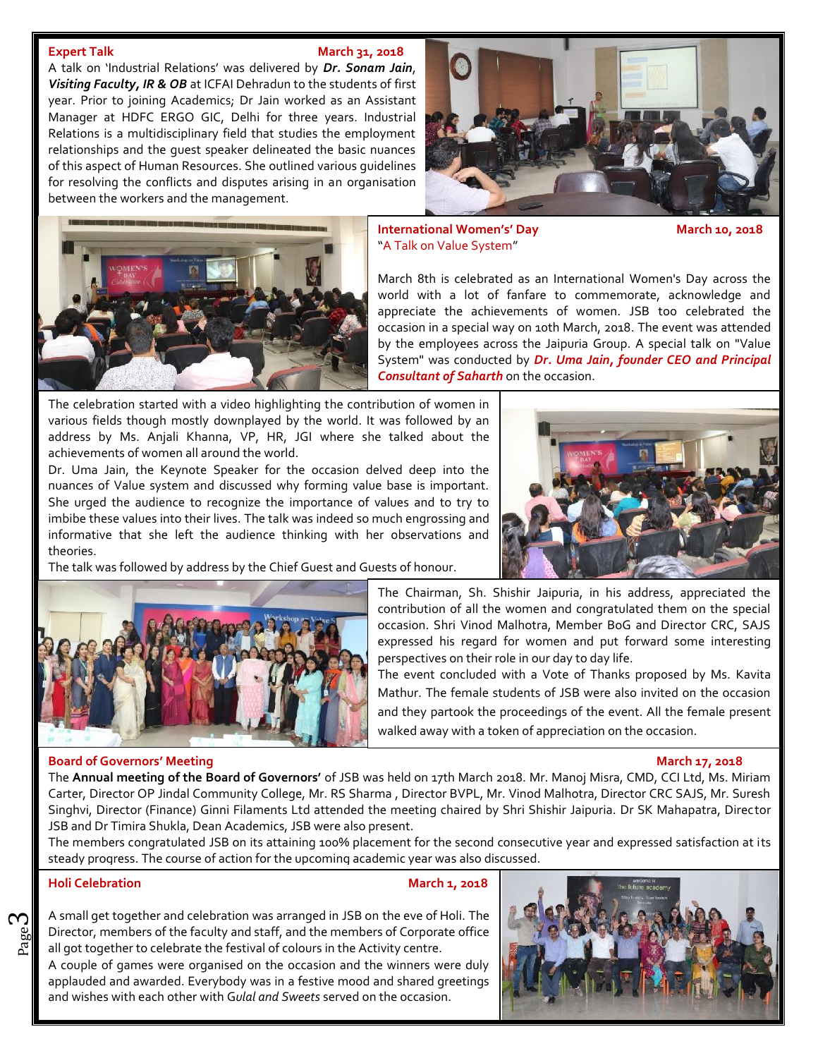### Expert Talk — March 31, 2018

A talk on 'Industrial Relations' was delivered by ***Dr. Sonam Jain, Visiting Faculty, IR & OB*** at ICFAI Dehradun to the students of first year. Prior to joining Academics; Dr Jain worked as an Assistant Manager at HDFC ERGO GIC, Delhi for three years. Industrial Relations is a multidisciplinary field that studies the employment relationships and the guest speaker delineated the basic nuances of this aspect of Human Resources. She outlined various guidelines for resolving the conflicts and disputes arising in an organisation between the workers and the management.

### International Women's' Day — March 10, 2018

"A Talk on Value System"

March 8th is celebrated as an International Women's Day across the world with a lot of fanfare to commemorate, acknowledge and appreciate the achievements of women. JSB too celebrated the occasion in a special way on 10th March, 2018. The event was attended by the employees across the Jaipuria Group. A special talk on "Value System" was conducted by ***Dr. Uma Jain, founder CEO and Principal Consultant of Saharth*** on the occasion.

The celebration started with a video highlighting the contribution of women in various fields though mostly downplayed by the world. It was followed by an address by Ms. Anjali Khanna, VP, HR, JGI where she talked about the achievements of women all around the world.

Dr. Uma Jain, the Keynote Speaker for the occasion delved deep into the nuances of Value system and discussed why forming value base is important. She urged the audience to recognize the importance of values and to try to imbibe these values into their lives. The talk was indeed so much engrossing and informative that she left the audience thinking with her observations and theories.

The talk was followed by address by the Chief Guest and Guests of honour.

The Chairman, Sh. Shishir Jaipuria, in his address, appreciated the contribution of all the women and congratulated them on the special occasion. Shri Vinod Malhotra, Member BoG and Director CRC, SAJS expressed his regard for women and put forward some interesting perspectives on their role in our day to day life.

The event concluded with a Vote of Thanks proposed by Ms. Kavita Mathur. The female students of JSB were also invited on the occasion and they partook the proceedings of the event. All the female present walked away with a token of appreciation on the occasion.

### Board of Governors' Meeting — March 17, 2018

The **Annual meeting of the Board of Governors'** of JSB was held on 17th March 2018. Mr. Manoj Misra, CMD, CCI Ltd, Ms. Miriam Carter, Director OP Jindal Community College, Mr. RS Sharma , Director BVPL, Mr. Vinod Malhotra, Director CRC SAJS, Mr. Suresh Singhvi, Director (Finance) Ginni Filaments Ltd attended the meeting chaired by Shri Shishir Jaipuria. Dr SK Mahapatra, Director JSB and Dr Timira Shukla, Dean Academics, JSB were also present.

The members congratulated JSB on its attaining 100% placement for the second consecutive year and expressed satisfaction at its steady progress. The course of action for the upcoming academic year was also discussed.

### Holi Celebration — March 1, 2018

A small get together and celebration was arranged in JSB on the eve of Holi. The Director, members of the faculty and staff, and the members of Corporate office all got together to celebrate the festival of colours in the Activity centre.

A couple of games were organised on the occasion and the winners were duly applauded and awarded. Everybody was in a festive mood and shared greetings and wishes with each other with *Gulal and Sweets* served on the occasion.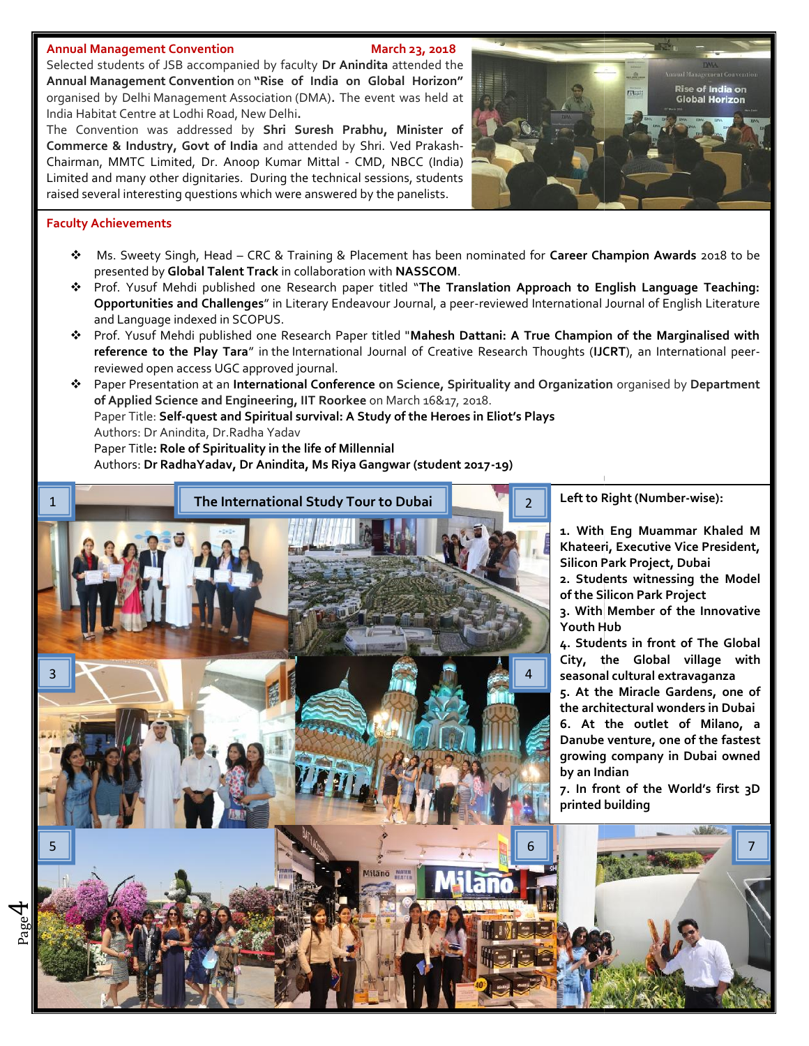**Annual Management Convention** **March 23, 2018**

Selected students of JSB accompanied by faculty **Dr Anindita** attended the **Annual Management Convention** on **"Rise of India on Global Horizon"** organised by Delhi Management Association (DMA). The event was held at India Habitat Centre at Lodhi Road, New Delhi.

The Convention was addressed by **Shri Suresh Prabhu, Minister of Commerce & Industry, Govt of India** and attended by Shri. Ved Prakash- Chairman, MMTC Limited, Dr. Anoop Kumar Mittal - CMD, NBCC (India) Limited and many other dignitaries. During the technical sessions, students raised several interesting questions which were answered by the panelists.

**Faculty Achievements**

- Ms. Sweety Singh, Head – CRC & Training & Placement has been nominated for **Career Champion Awards** 2018 to be presented by **Global Talent Track** in collaboration with **NASSCOM**.
- Prof. Yusuf Mehdi published one Research paper titled "**The Translation Approach to English Language Teaching: Opportunities and Challenges**" in Literary Endeavour Journal, a peer-reviewed International Journal of English Literature and Language indexed in SCOPUS.
- Prof. Yusuf Mehdi published one Research Paper titled "**Mahesh Dattani: A True Champion of the Marginalised with reference to the Play Tara**" in the International Journal of Creative Research Thoughts (**IJCRT**), an International peer-reviewed open access UGC approved journal.
- Paper Presentation at an **International Conference on Science, Spirituality and Organization** organised by **Department of Applied Science and Engineering, IIT Roorkee** on March 16&17, 2018.
  Paper Title: **Self-quest and Spiritual survival: A Study of the Heroes in Eliot's Plays**
  Authors: Dr Anindita, Dr.Radha Yadav
  Paper Title**: Role of Spirituality in the life of Millennial**
  Authors: **Dr RadhaYadav, Dr Anindita, Ms Riya Gangwar (student 2017-19)**

**The International Study Tour to Dubai**

**Left to Right (Number-wise):**

**1. With Eng Muammar Khaled M Khateeri, Executive Vice President, Silicon Park Project, Dubai**
**2. Students witnessing the Model of the Silicon Park Project**
**3. With Member of the Innovative Youth Hub**
**4. Students in front of The Global City, the Global village with seasonal cultural extravaganza**
**5. At the Miracle Gardens, one of the architectural wonders in Dubai**
**6. At the outlet of Milano, a Danube venture, one of the fastest growing company in Dubai owned by an Indian**
**7. In front of the World's first 3D printed building**